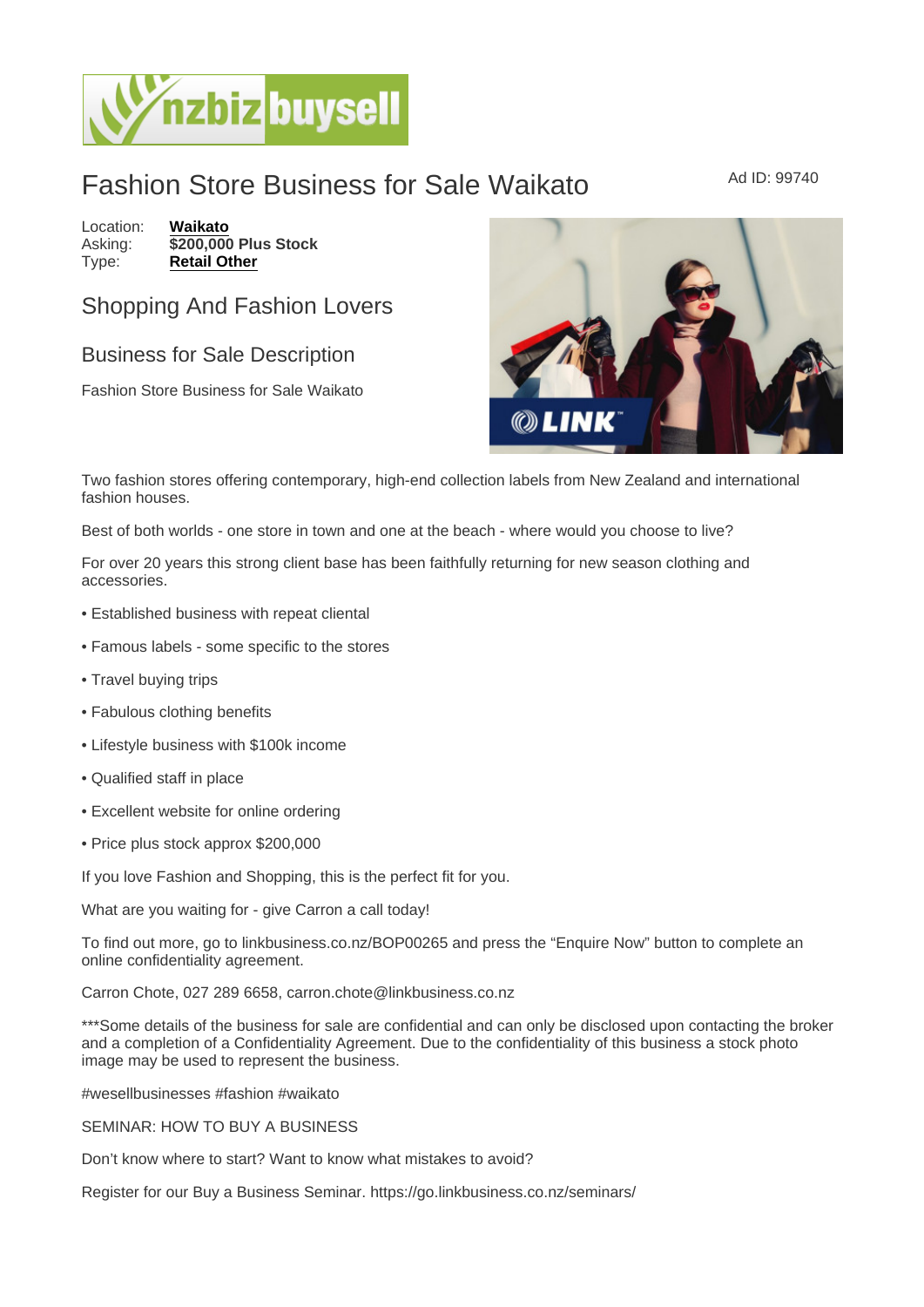# Fashion Store Business for Sale Waikato

Ad ID: 99740

Location: **Waikato**
Asking: **$200,000 Plus Stock**
Type: **Retail Other**

## Shopping And Fashion Lovers

## Business for Sale Description

Fashion Store Business for Sale Waikato

Two fashion stores offering contemporary, high-end collection labels from New Zealand and international fashion houses.

Best of both worlds - one store in town and one at the beach - where would you choose to live?

For over 20 years this strong client base has been faithfully returning for new season clothing and accessories.

- Established business with repeat cliental
- Famous labels - some specific to the stores
- Travel buying trips
- Fabulous clothing benefits
- Lifestyle business with $100k income
- Qualified staff in place
- Excellent website for online ordering
- Price plus stock approx $200,000

If you love Fashion and Shopping, this is the perfect fit for you.

What are you waiting for - give Carron a call today!

To find out more, go to linkbusiness.co.nz/BOP00265 and press the "Enquire Now" button to complete an online confidentiality agreement.

Carron Chote, 027 289 6658, carron.chote@linkbusiness.co.nz

***Some details of the business for sale are confidential and can only be disclosed upon contacting the broker and a completion of a Confidentiality Agreement. Due to the confidentiality of this business a stock photo image may be used to represent the business.

#wesellbusinesses #fashion #waikato

SEMINAR: HOW TO BUY A BUSINESS

Don't know where to start? Want to know what mistakes to avoid?

Register for our Buy a Business Seminar. https://go.linkbusiness.co.nz/seminars/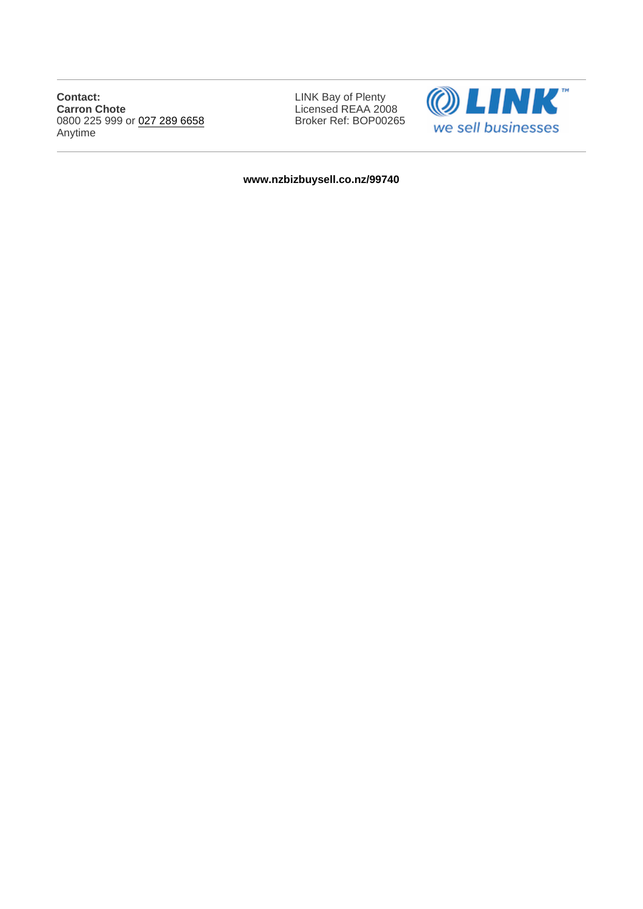**Contact:**
**Carron Chote**
0800 225 999 or 027 289 6658
Anytime

LINK Bay of Plenty
Licensed REAA 2008
Broker Ref: BOP00265

LINK
we sell businesses

**www.nzbizbuysell.co.nz/99740**